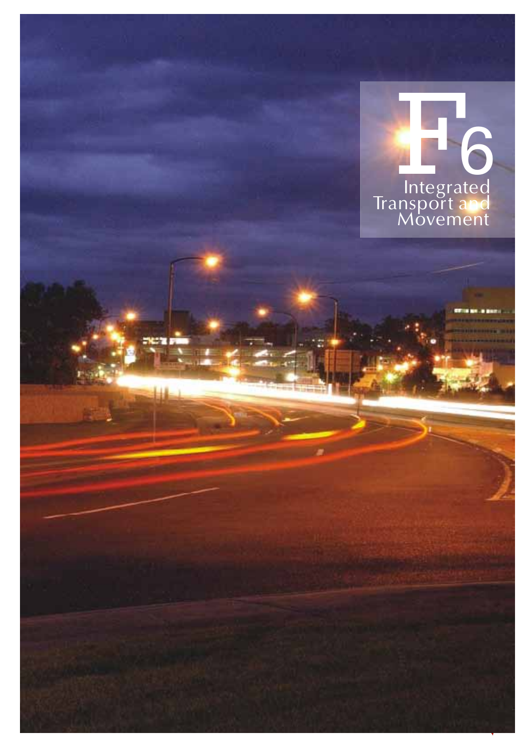# F6

## Integrated Transport and Movement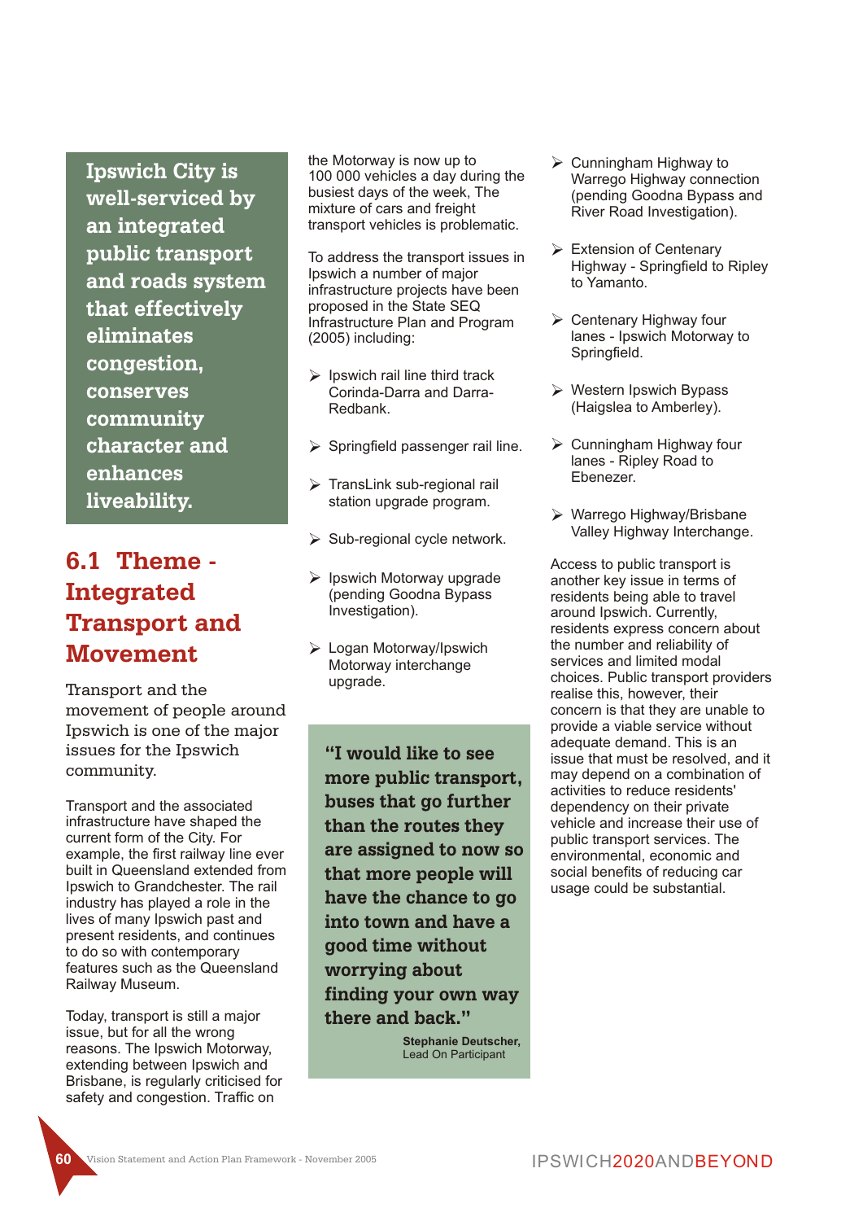**Ipswich City is well-serviced by an integrated public transport and roads system that effectively eliminates congestion, conserves community character and enhances liveability.**

## 6.1 Theme - Integrated Transport and Movement

Transport and the movement of people around Ipswich is one of the major issues for the Ipswich community.

Transport and the associated infrastructure have shaped the current form of the City. For example, the first railway line ever built in Queensland extended from Ipswich to Grandchester. The rail industry has played a role in the lives of many Ipswich past and present residents, and continues to do so with contemporary features such as the Queensland Railway Museum.

Today, transport is still a major issue, but for all the wrong reasons. The Ipswich Motorway, extending between Ipswich and Brisbane, is regularly criticised for safety and congestion. Traffic on the Motorway is now up to 100 000 vehicles a day during the busiest days of the week, The mixture of cars and freight transport vehicles is problematic.

To address the transport issues in Ipswich a number of major infrastructure projects have been proposed in the State SEQ Infrastructure Plan and Program (2005) including:

- Ipswich rail line third track Corinda-Darra and Darra-Redbank.
- Springfield passenger rail line.
- TransLink sub-regional rail station upgrade program.
- Sub-regional cycle network.
- Ipswich Motorway upgrade (pending Goodna Bypass Investigation).
- Logan Motorway/Ipswich Motorway interchange upgrade.
- Cunningham Highway to Warrego Highway connection (pending Goodna Bypass and River Road Investigation).
- Extension of Centenary Highway - Springfield to Ripley to Yamanto.
- Centenary Highway four lanes - Ipswich Motorway to Springfield.
- Western Ipswich Bypass (Haigslea to Amberley).
- Cunningham Highway four lanes - Ripley Road to Ebenezer.
- Warrego Highway/Brisbane Valley Highway Interchange.

> **"I would like to see more public transport, buses that go further than the routes they are assigned to now so that more people will have the chance to go into town and have a good time without worrying about finding your own way there and back."**
>
> **Stephanie Deutscher,** Lead On Participant

Access to public transport is another key issue in terms of residents being able to travel around Ipswich. Currently, residents express concern about the number and reliability of services and limited modal choices. Public transport providers realise this, however, their concern is that they are unable to provide a viable service without adequate demand. This is an issue that must be resolved, and it may depend on a combination of activities to reduce residents' dependency on their private vehicle and increase their use of public transport services. The environmental, economic and social benefits of reducing car usage could be substantial.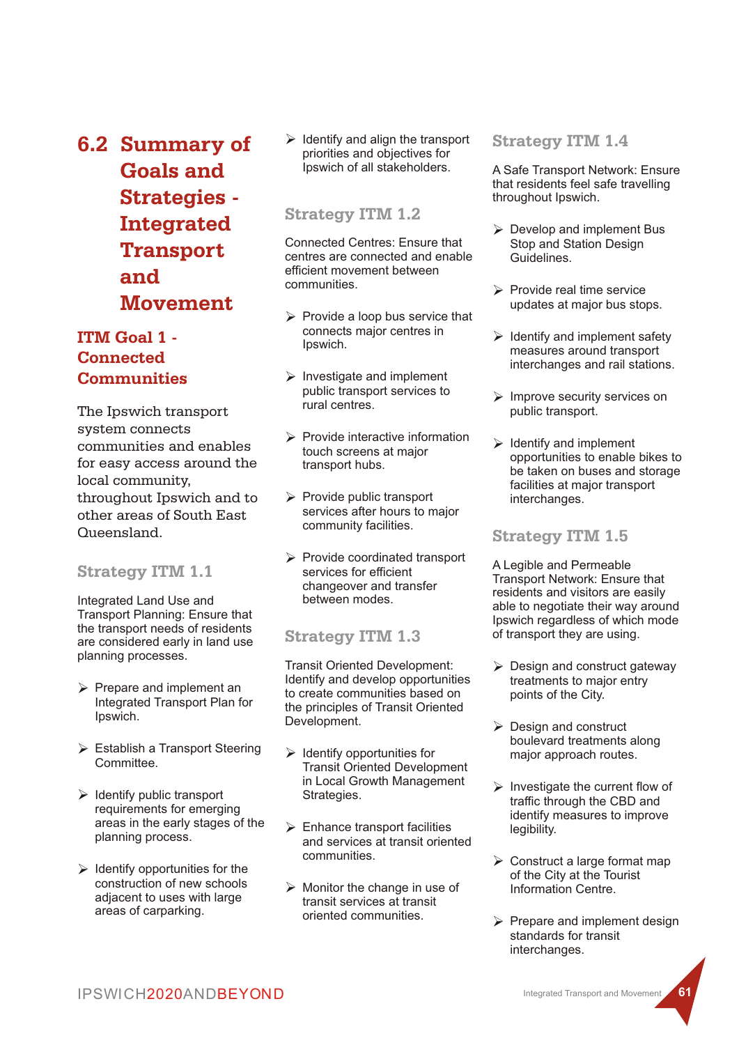## 6.2 Summary of Goals and Strategies - Integrated Transport and Movement

### ITM Goal 1 - Connected Communities

The Ipswich transport system connects communities and enables for easy access around the local community, throughout Ipswich and to other areas of South East Queensland.

#### Strategy ITM 1.1

Integrated Land Use and Transport Planning: Ensure that the transport needs of residents are considered early in land use planning processes.

- Prepare and implement an Integrated Transport Plan for Ipswich.
- Establish a Transport Steering Committee.
- Identify public transport requirements for emerging areas in the early stages of the planning process.
- Identify opportunities for the construction of new schools adjacent to uses with large areas of carparking.
- Identify and align the transport priorities and objectives for Ipswich of all stakeholders.

#### Strategy ITM 1.2

Connected Centres: Ensure that centres are connected and enable efficient movement between communities.

- Provide a loop bus service that connects major centres in Ipswich.
- Investigate and implement public transport services to rural centres.
- Provide interactive information touch screens at major transport hubs.
- Provide public transport services after hours to major community facilities.
- Provide coordinated transport services for efficient changeover and transfer between modes.

#### Strategy ITM 1.3

Transit Oriented Development: Identify and develop opportunities to create communities based on the principles of Transit Oriented Development.

- Identify opportunities for Transit Oriented Development in Local Growth Management Strategies.
- Enhance transport facilities and services at transit oriented communities.
- Monitor the change in use of transit services at transit oriented communities.

#### Strategy ITM 1.4

A Safe Transport Network: Ensure that residents feel safe travelling throughout Ipswich.

- Develop and implement Bus Stop and Station Design Guidelines.
- Provide real time service updates at major bus stops.
- Identify and implement safety measures around transport interchanges and rail stations.
- Improve security services on public transport.
- Identify and implement opportunities to enable bikes to be taken on buses and storage facilities at major transport interchanges.

#### Strategy ITM 1.5

A Legible and Permeable Transport Network: Ensure that residents and visitors are easily able to negotiate their way around Ipswich regardless of which mode of transport they are using.

- Design and construct gateway treatments to major entry points of the City.
- Design and construct boulevard treatments along major approach routes.
- Investigate the current flow of traffic through the CBD and identify measures to improve legibility.
- Construct a large format map of the City at the Tourist Information Centre.
- Prepare and implement design standards for transit interchanges.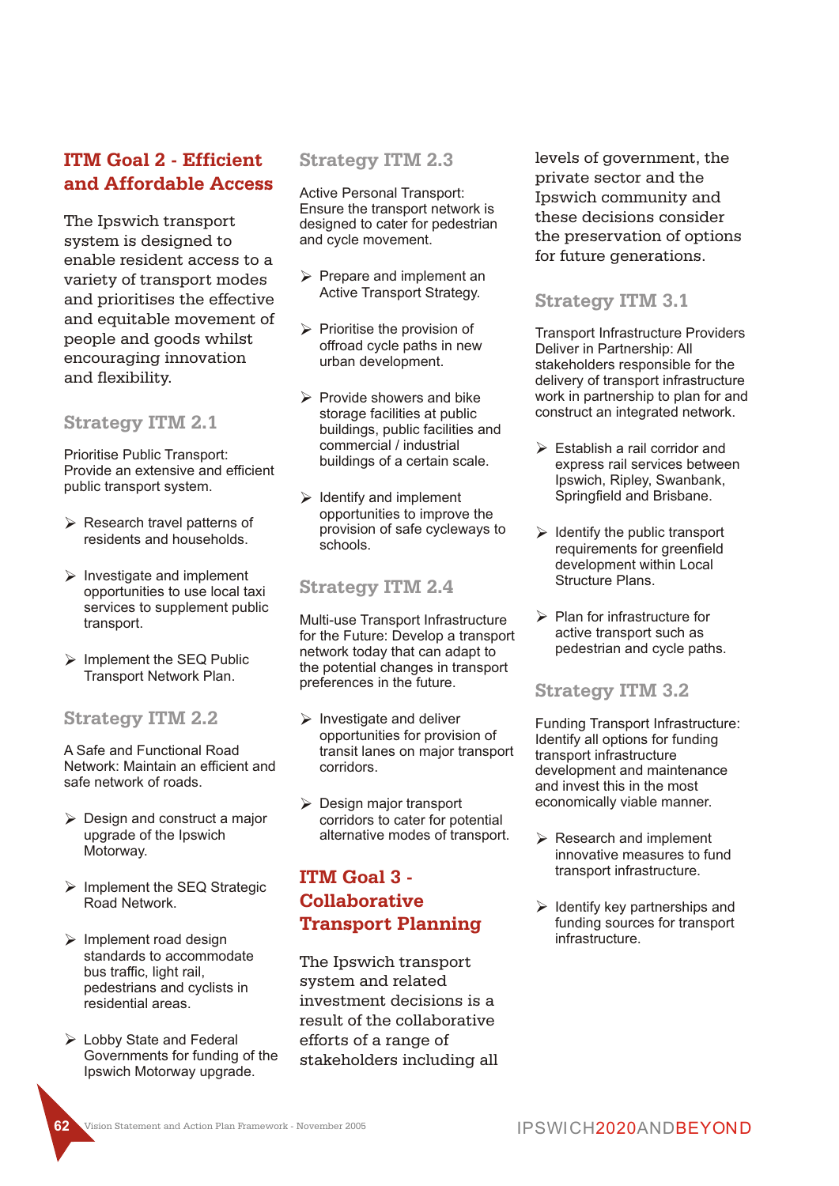## ITM Goal 2 - Efficient and Affordable Access

The Ipswich transport system is designed to enable resident access to a variety of transport modes and prioritises the effective and equitable movement of people and goods whilst encouraging innovation and flexibility.

### Strategy ITM 2.1

Prioritise Public Transport: Provide an extensive and efficient public transport system.

- Research travel patterns of residents and households.
- Investigate and implement opportunities to use local taxi services to supplement public transport.
- Implement the SEQ Public Transport Network Plan.

### Strategy ITM 2.2

A Safe and Functional Road Network: Maintain an efficient and safe network of roads.

- Design and construct a major upgrade of the Ipswich Motorway.
- Implement the SEQ Strategic Road Network.
- Implement road design standards to accommodate bus traffic, light rail, pedestrians and cyclists in residential areas.
- Lobby State and Federal Governments for funding of the Ipswich Motorway upgrade.

### Strategy ITM 2.3

Active Personal Transport: Ensure the transport network is designed to cater for pedestrian and cycle movement.

- Prepare and implement an Active Transport Strategy.
- Prioritise the provision of offroad cycle paths in new urban development.
- Provide showers and bike storage facilities at public buildings, public facilities and commercial / industrial buildings of a certain scale.
- Identify and implement opportunities to improve the provision of safe cycleways to schools.

### Strategy ITM 2.4

Multi-use Transport Infrastructure for the Future: Develop a transport network today that can adapt to the potential changes in transport preferences in the future.

- Investigate and deliver opportunities for provision of transit lanes on major transport corridors.
- Design major transport corridors to cater for potential alternative modes of transport.

## ITM Goal 3 - Collaborative Transport Planning

The Ipswich transport system and related investment decisions is a result of the collaborative efforts of a range of stakeholders including all levels of government, the private sector and the Ipswich community and these decisions consider the preservation of options for future generations.

### Strategy ITM 3.1

Transport Infrastructure Providers Deliver in Partnership: All stakeholders responsible for the delivery of transport infrastructure work in partnership to plan for and construct an integrated network.

- Establish a rail corridor and express rail services between Ipswich, Ripley, Swanbank, Springfield and Brisbane.
- Identify the public transport requirements for greenfield development within Local Structure Plans.
- Plan for infrastructure for active transport such as pedestrian and cycle paths.

### Strategy ITM 3.2

Funding Transport Infrastructure: Identify all options for funding transport infrastructure development and maintenance and invest this in the most economically viable manner.

- Research and implement innovative measures to fund transport infrastructure.
- Identify key partnerships and funding sources for transport infrastructure.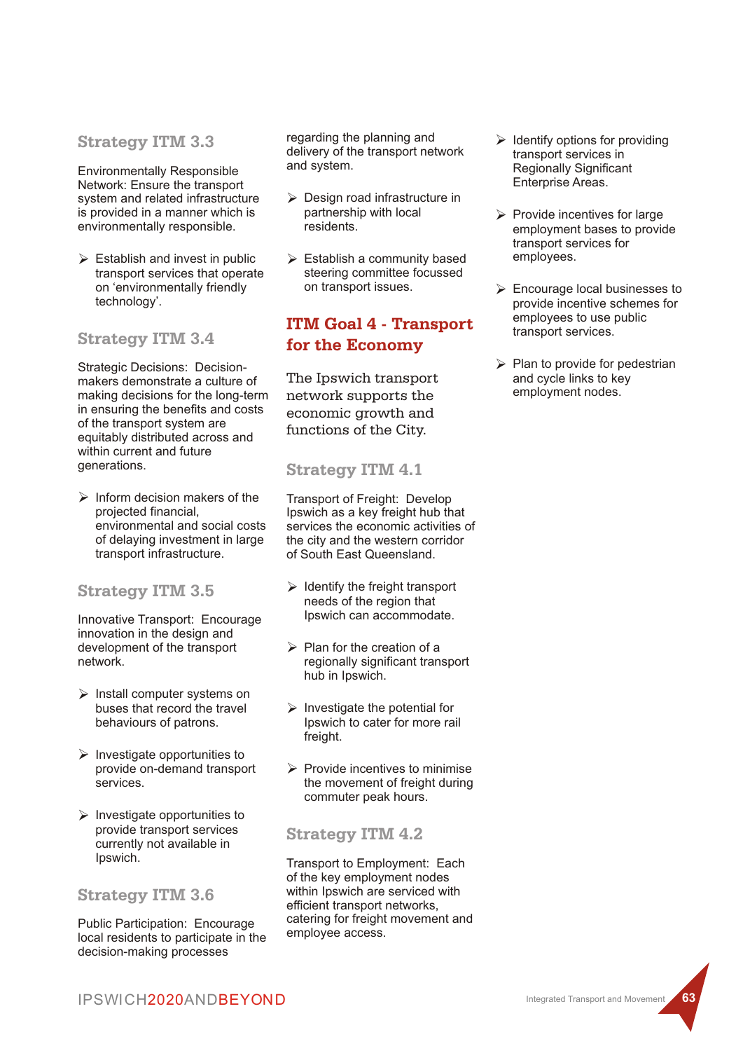### Strategy ITM 3.3

Environmentally Responsible Network: Ensure the transport system and related infrastructure is provided in a manner which is environmentally responsible.

- Establish and invest in public transport services that operate on 'environmentally friendly technology'.

### Strategy ITM 3.4

Strategic Decisions: Decision-makers demonstrate a culture of making decisions for the long-term in ensuring the benefits and costs of the transport system are equitably distributed across and within current and future generations.

- Inform decision makers of the projected financial, environmental and social costs of delaying investment in large transport infrastructure.

### Strategy ITM 3.5

Innovative Transport: Encourage innovation in the design and development of the transport network.

- Install computer systems on buses that record the travel behaviours of patrons.
- Investigate opportunities to provide on-demand transport services.
- Investigate opportunities to provide transport services currently not available in Ipswich.

### Strategy ITM 3.6

Public Participation: Encourage local residents to participate in the decision-making processes regarding the planning and delivery of the transport network and system.

- Design road infrastructure in partnership with local residents.
- Establish a community based steering committee focussed on transport issues.

## ITM Goal 4 - Transport for the Economy

The Ipswich transport network supports the economic growth and functions of the City.

### Strategy ITM 4.1

Transport of Freight: Develop Ipswich as a key freight hub that services the economic activities of the city and the western corridor of South East Queensland.

- Identify the freight transport needs of the region that Ipswich can accommodate.
- Plan for the creation of a regionally significant transport hub in Ipswich.
- Investigate the potential for Ipswich to cater for more rail freight.
- Provide incentives to minimise the movement of freight during commuter peak hours.

### Strategy ITM 4.2

Transport to Employment: Each of the key employment nodes within Ipswich are serviced with efficient transport networks, catering for freight movement and employee access.

- Identify options for providing transport services in Regionally Significant Enterprise Areas.
- Provide incentives for large employment bases to provide transport services for employees.
- Encourage local businesses to provide incentive schemes for employees to use public transport services.
- Plan to provide for pedestrian and cycle links to key employment nodes.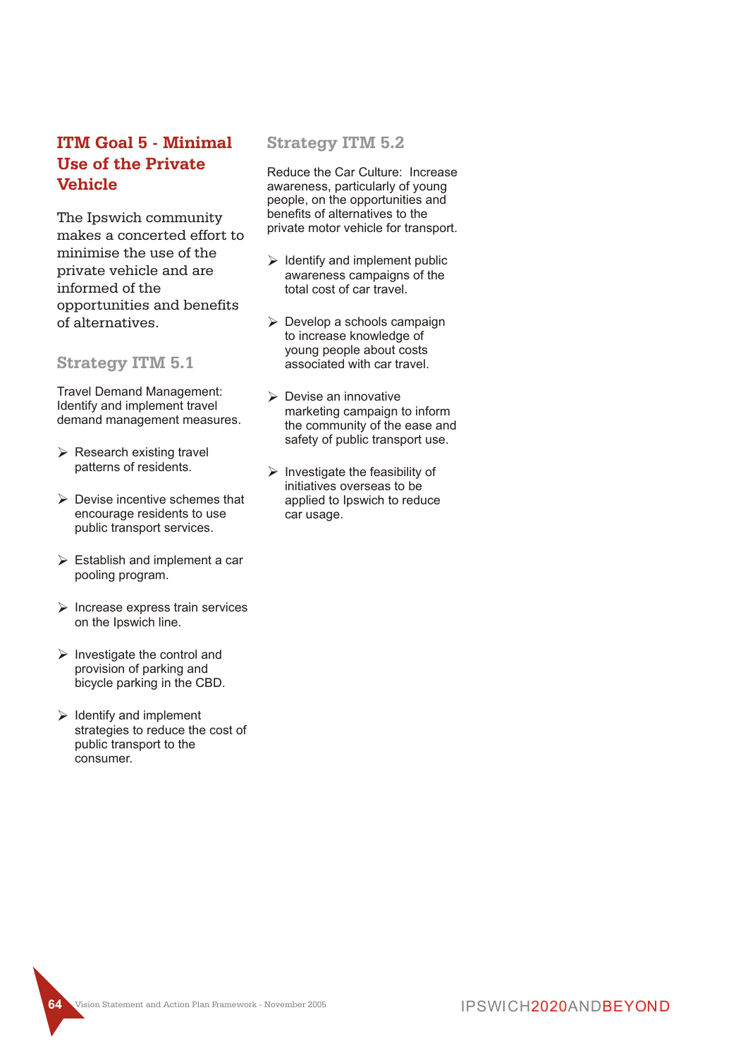## ITM Goal 5 - Minimal Use of the Private Vehicle

The Ipswich community makes a concerted effort to minimise the use of the private vehicle and are informed of the opportunities and benefits of alternatives.

### Strategy ITM 5.1

Travel Demand Management: Identify and implement travel demand management measures.

- Research existing travel patterns of residents.
- Devise incentive schemes that encourage residents to use public transport services.
- Establish and implement a car pooling program.
- Increase express train services on the Ipswich line.
- Investigate the control and provision of parking and bicycle parking in the CBD.
- Identify and implement strategies to reduce the cost of public transport to the consumer.

### Strategy ITM 5.2

Reduce the Car Culture: Increase awareness, particularly of young people, on the opportunities and benefits of alternatives to the private motor vehicle for transport.

- Identify and implement public awareness campaigns of the total cost of car travel.
- Develop a schools campaign to increase knowledge of young people about costs associated with car travel.
- Devise an innovative marketing campaign to inform the community of the ease and safety of public transport use.
- Investigate the feasibility of initiatives overseas to be applied to Ipswich to reduce car usage.